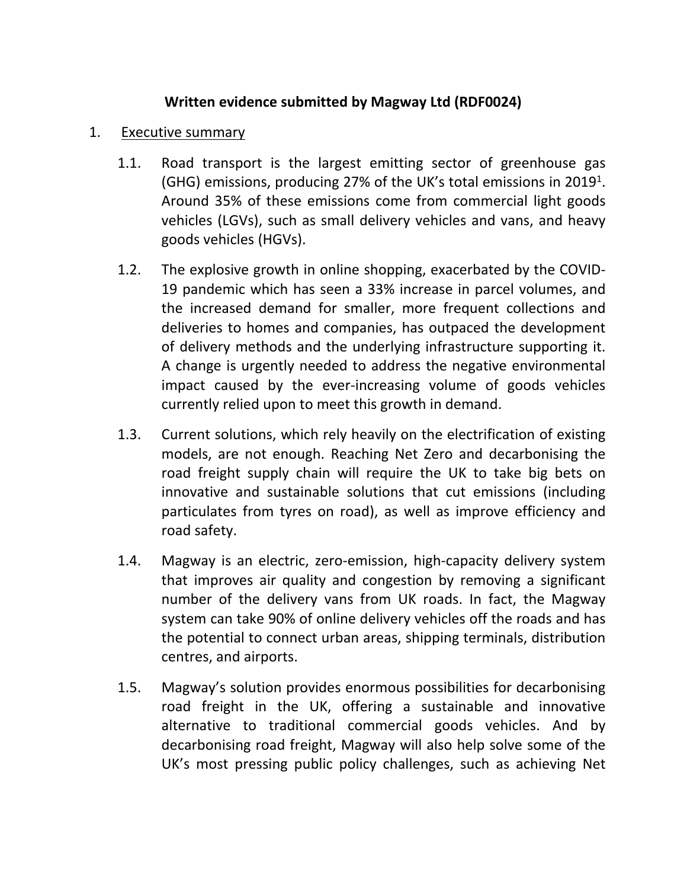**Written evidence submitted by Magway Ltd (RDF0024)**

1. <u>Executive summary</u>

    1.1. Road transport is the largest emitting sector of greenhouse gas (GHG) emissions, producing 27% of the UK's total emissions in 2019[1]. Around 35% of these emissions come from commercial light goods vehicles (LGVs), such as small delivery vehicles and vans, and heavy goods vehicles (HGVs).

    1.2. The explosive growth in online shopping, exacerbated by the COVID-19 pandemic which has seen a 33% increase in parcel volumes, and the increased demand for smaller, more frequent collections and deliveries to homes and companies, has outpaced the development of delivery methods and the underlying infrastructure supporting it. A change is urgently needed to address the negative environmental impact caused by the ever-increasing volume of goods vehicles currently relied upon to meet this growth in demand.

    1.3. Current solutions, which rely heavily on the electrification of existing models, are not enough. Reaching Net Zero and decarbonising the road freight supply chain will require the UK to take big bets on innovative and sustainable solutions that cut emissions (including particulates from tyres on road), as well as improve efficiency and road safety.

    1.4. Magway is an electric, zero-emission, high-capacity delivery system that improves air quality and congestion by removing a significant number of the delivery vans from UK roads. In fact, the Magway system can take 90% of online delivery vehicles off the roads and has the potential to connect urban areas, shipping terminals, distribution centres, and airports.

    1.5. Magway's solution provides enormous possibilities for decarbonising road freight in the UK, offering a sustainable and innovative alternative to traditional commercial goods vehicles. And by decarbonising road freight, Magway will also help solve some of the UK's most pressing public policy challenges, such as achieving Net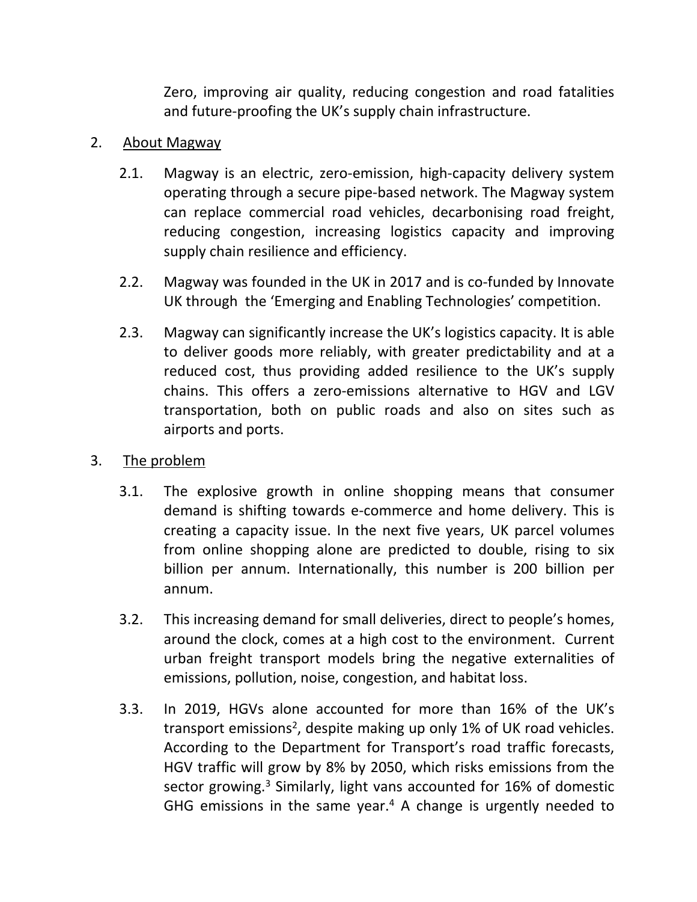Zero, improving air quality, reducing congestion and road fatalities and future-proofing the UK's supply chain infrastructure.

2. <u>About Magway</u>

   2.1. Magway is an electric, zero-emission, high-capacity delivery system operating through a secure pipe-based network. The Magway system can replace commercial road vehicles, decarbonising road freight, reducing congestion, increasing logistics capacity and improving supply chain resilience and efficiency.

   2.2. Magway was founded in the UK in 2017 and is co-funded by Innovate UK through the 'Emerging and Enabling Technologies' competition.

   2.3. Magway can significantly increase the UK's logistics capacity. It is able to deliver goods more reliably, with greater predictability and at a reduced cost, thus providing added resilience to the UK's supply chains. This offers a zero-emissions alternative to HGV and LGV transportation, both on public roads and also on sites such as airports and ports.

3. <u>The problem</u>

   3.1. The explosive growth in online shopping means that consumer demand is shifting towards e-commerce and home delivery. This is creating a capacity issue. In the next five years, UK parcel volumes from online shopping alone are predicted to double, rising to six billion per annum. Internationally, this number is 200 billion per annum.

   3.2. This increasing demand for small deliveries, direct to people's homes, around the clock, comes at a high cost to the environment. Current urban freight transport models bring the negative externalities of emissions, pollution, noise, congestion, and habitat loss.

   3.3. In 2019, HGVs alone accounted for more than 16% of the UK's transport emissions[2], despite making up only 1% of UK road vehicles. According to the Department for Transport's road traffic forecasts, HGV traffic will grow by 8% by 2050, which risks emissions from the sector growing.[3] Similarly, light vans accounted for 16% of domestic GHG emissions in the same year.[4] A change is urgently needed to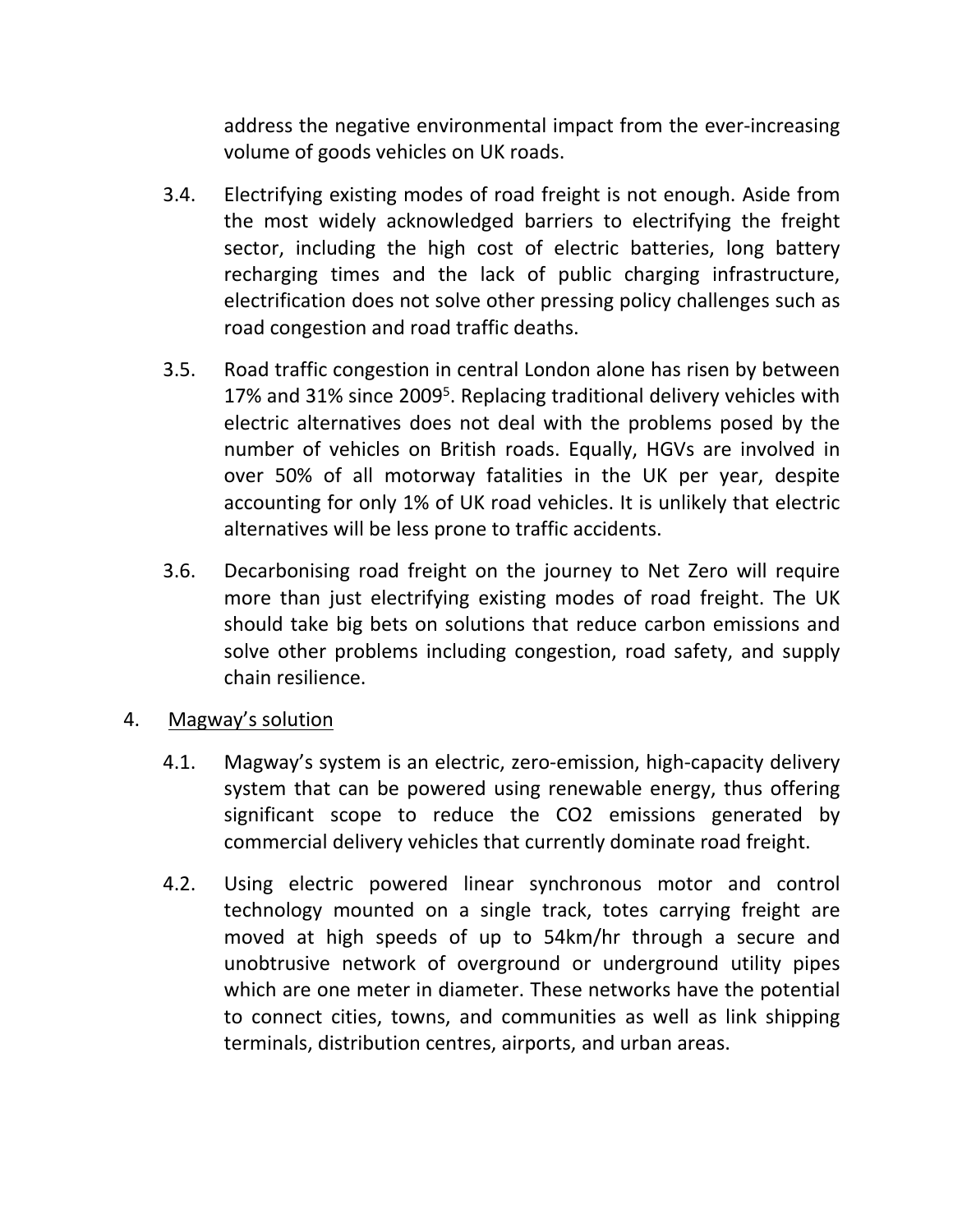address the negative environmental impact from the ever-increasing volume of goods vehicles on UK roads.

3.4. Electrifying existing modes of road freight is not enough. Aside from the most widely acknowledged barriers to electrifying the freight sector, including the high cost of electric batteries, long battery recharging times and the lack of public charging infrastructure, electrification does not solve other pressing policy challenges such as road congestion and road traffic deaths.

3.5. Road traffic congestion in central London alone has risen by between 17% and 31% since 2009[5]. Replacing traditional delivery vehicles with electric alternatives does not deal with the problems posed by the number of vehicles on British roads. Equally, HGVs are involved in over 50% of all motorway fatalities in the UK per year, despite accounting for only 1% of UK road vehicles. It is unlikely that electric alternatives will be less prone to traffic accidents.

3.6. Decarbonising road freight on the journey to Net Zero will require more than just electrifying existing modes of road freight. The UK should take big bets on solutions that reduce carbon emissions and solve other problems including congestion, road safety, and supply chain resilience.

4. <u>Magway's solution</u>

4.1. Magway's system is an electric, zero-emission, high-capacity delivery system that can be powered using renewable energy, thus offering significant scope to reduce the CO2 emissions generated by commercial delivery vehicles that currently dominate road freight.

4.2. Using electric powered linear synchronous motor and control technology mounted on a single track, totes carrying freight are moved at high speeds of up to 54km/hr through a secure and unobtrusive network of overground or underground utility pipes which are one meter in diameter. These networks have the potential to connect cities, towns, and communities as well as link shipping terminals, distribution centres, airports, and urban areas.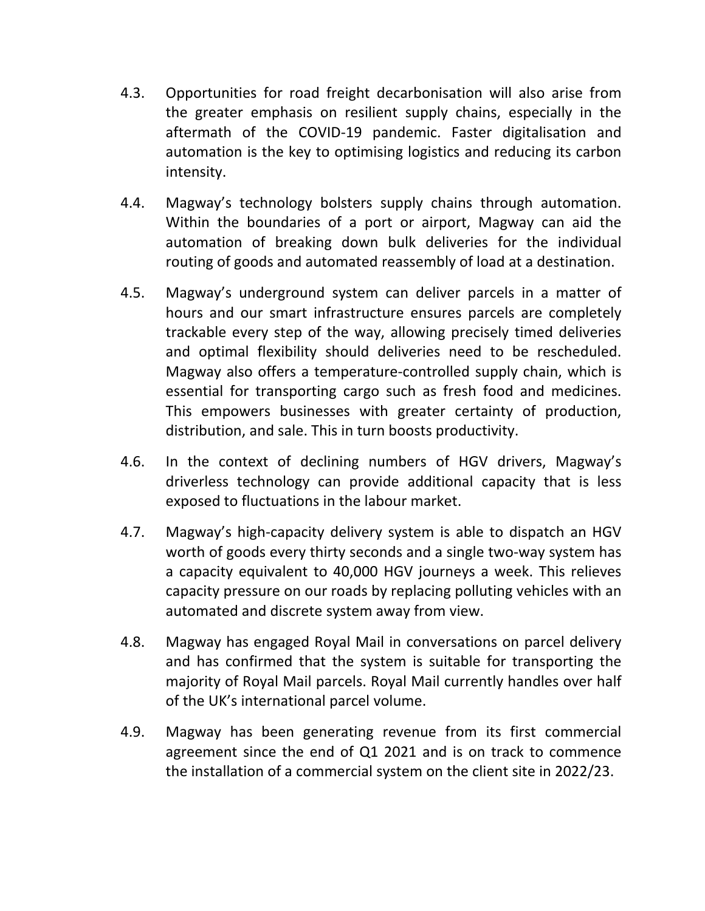4.3. Opportunities for road freight decarbonisation will also arise from the greater emphasis on resilient supply chains, especially in the aftermath of the COVID-19 pandemic. Faster digitalisation and automation is the key to optimising logistics and reducing its carbon intensity.

4.4. Magway's technology bolsters supply chains through automation. Within the boundaries of a port or airport, Magway can aid the automation of breaking down bulk deliveries for the individual routing of goods and automated reassembly of load at a destination.

4.5. Magway's underground system can deliver parcels in a matter of hours and our smart infrastructure ensures parcels are completely trackable every step of the way, allowing precisely timed deliveries and optimal flexibility should deliveries need to be rescheduled. Magway also offers a temperature-controlled supply chain, which is essential for transporting cargo such as fresh food and medicines. This empowers businesses with greater certainty of production, distribution, and sale. This in turn boosts productivity.

4.6. In the context of declining numbers of HGV drivers, Magway's driverless technology can provide additional capacity that is less exposed to fluctuations in the labour market.

4.7. Magway's high-capacity delivery system is able to dispatch an HGV worth of goods every thirty seconds and a single two-way system has a capacity equivalent to 40,000 HGV journeys a week. This relieves capacity pressure on our roads by replacing polluting vehicles with an automated and discrete system away from view.

4.8. Magway has engaged Royal Mail in conversations on parcel delivery and has confirmed that the system is suitable for transporting the majority of Royal Mail parcels. Royal Mail currently handles over half of the UK's international parcel volume.

4.9. Magway has been generating revenue from its first commercial agreement since the end of Q1 2021 and is on track to commence the installation of a commercial system on the client site in 2022/23.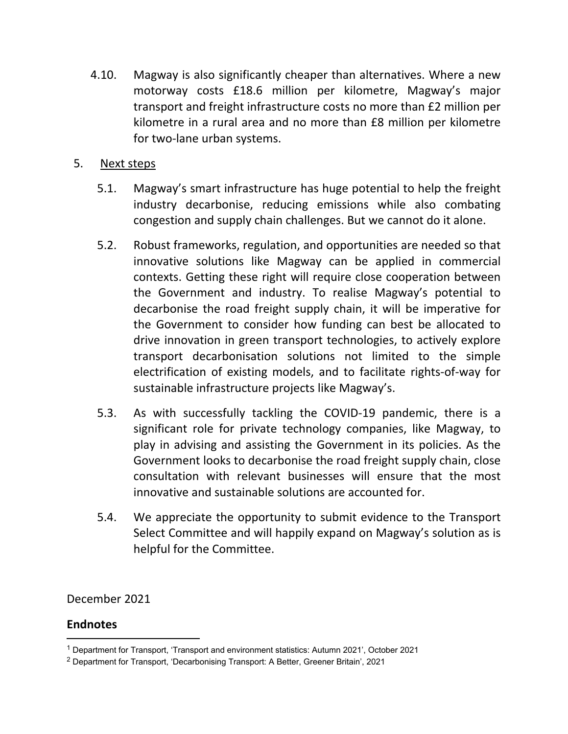4.10. Magway is also significantly cheaper than alternatives. Where a new motorway costs £18.6 million per kilometre, Magway's major transport and freight infrastructure costs no more than £2 million per kilometre in a rural area and no more than £8 million per kilometre for two-lane urban systems.

5. Next steps

5.1. Magway's smart infrastructure has huge potential to help the freight industry decarbonise, reducing emissions while also combating congestion and supply chain challenges. But we cannot do it alone.

5.2. Robust frameworks, regulation, and opportunities are needed so that innovative solutions like Magway can be applied in commercial contexts. Getting these right will require close cooperation between the Government and industry. To realise Magway's potential to decarbonise the road freight supply chain, it will be imperative for the Government to consider how funding can best be allocated to drive innovation in green transport technologies, to actively explore transport decarbonisation solutions not limited to the simple electrification of existing models, and to facilitate rights-of-way for sustainable infrastructure projects like Magway's.

5.3. As with successfully tackling the COVID-19 pandemic, there is a significant role for private technology companies, like Magway, to play in advising and assisting the Government in its policies. As the Government looks to decarbonise the road freight supply chain, close consultation with relevant businesses will ensure that the most innovative and sustainable solutions are accounted for.

5.4. We appreciate the opportunity to submit evidence to the Transport Select Committee and will happily expand on Magway's solution as is helpful for the Committee.

December 2021

**Endnotes**

[1] Department for Transport, 'Transport and environment statistics: Autumn 2021', October 2021

[2] Department for Transport, 'Decarbonising Transport: A Better, Greener Britain', 2021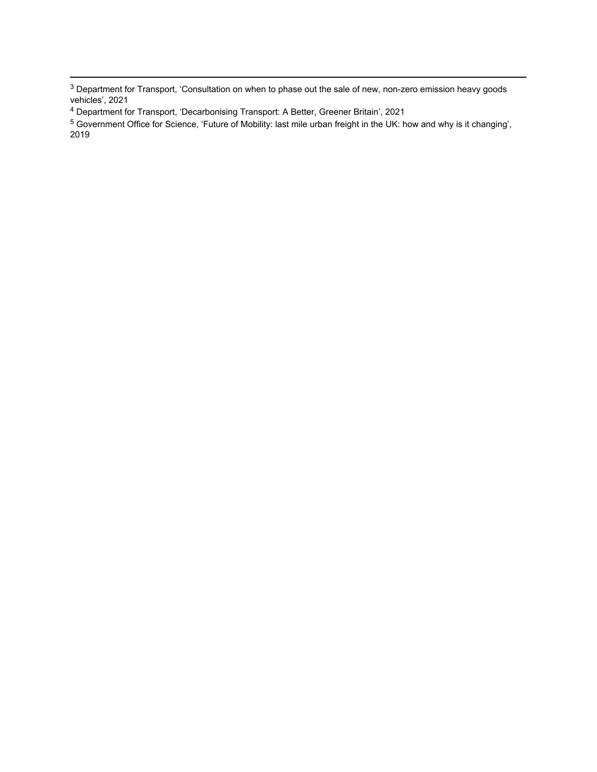---

[3] Department for Transport, 'Consultation on when to phase out the sale of new, non-zero emission heavy goods vehicles', 2021

[4] Department for Transport, 'Decarbonising Transport: A Better, Greener Britain', 2021

[5] Government Office for Science, 'Future of Mobility: last mile urban freight in the UK: how and why is it changing', 2019